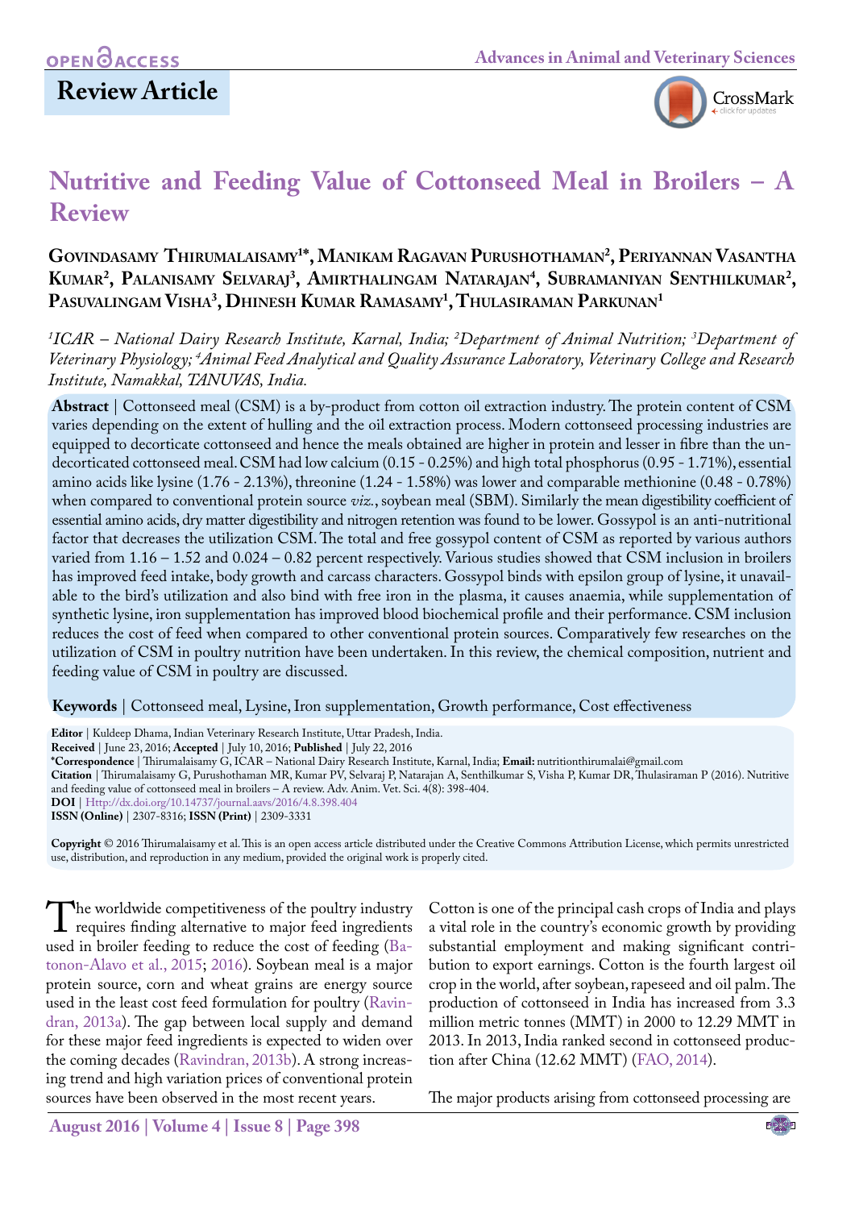OPEN ACCESS

**Review Article**

# Nutritive and Feeding Value of Cottonseed Meal in Broilers – A Review

**Govindasamy Thirumalaisamy[1*], Manikam Ragavan Purushothaman[2], Periyannan Vasantha Kumar[2], Palanisamy Selvaraj[3], Amirthalingam Natarajan[4], Subramaniyan Senthilkumar[2], Pasuvalingam Visha[3], Dhinesh Kumar Ramasamy[1], Thulasiraman Parkunan[1]**

*[1]ICAR – National Dairy Research Institute, Karnal, India; [2]Department of Animal Nutrition; [3]Department of Veterinary Physiology; [4]Animal Feed Analytical and Quality Assurance Laboratory, Veterinary College and Research Institute, Namakkal, TANUVAS, India.*

**Abstract** | Cottonseed meal (CSM) is a by-product from cotton oil extraction industry. The protein content of CSM varies depending on the extent of hulling and the oil extraction process. Modern cottonseed processing industries are equipped to decorticate cottonseed and hence the meals obtained are higher in protein and lesser in fibre than the undecorticated cottonseed meal. CSM had low calcium (0.15 - 0.25%) and high total phosphorus (0.95 - 1.71%), essential amino acids like lysine (1.76 - 2.13%), threonine (1.24 - 1.58%) was lower and comparable methionine (0.48 - 0.78%) when compared to conventional protein source *viz.*, soybean meal (SBM). Similarly the mean digestibility coefficient of essential amino acids, dry matter digestibility and nitrogen retention was found to be lower. Gossypol is an anti-nutritional factor that decreases the utilization CSM. The total and free gossypol content of CSM as reported by various authors varied from 1.16 – 1.52 and 0.024 – 0.82 percent respectively. Various studies showed that CSM inclusion in broilers has improved feed intake, body growth and carcass characters. Gossypol binds with epsilon group of lysine, it unavailable to the bird's utilization and also bind with free iron in the plasma, it causes anaemia, while supplementation of synthetic lysine, iron supplementation has improved blood biochemical profile and their performance. CSM inclusion reduces the cost of feed when compared to other conventional protein sources. Comparatively few researches on the utilization of CSM in poultry nutrition have been undertaken. In this review, the chemical composition, nutrient and feeding value of CSM in poultry are discussed.

**Keywords** | Cottonseed meal, Lysine, Iron supplementation, Growth performance, Cost effectiveness

**Editor** | Kuldeep Dhama, Indian Veterinary Research Institute, Uttar Pradesh, India.
**Received** | June 23, 2016; **Accepted** | July 10, 2016; **Published** | July 22, 2016
***Correspondence** | Thirumalaisamy G, ICAR – National Dairy Research Institute, Karnal, India; **Email:** nutritionthirumalai@gmail.com
**Citation** | Thirumalaisamy G, Purushothaman MR, Kumar PV, Selvaraj P, Natarajan A, Senthilkumar S, Visha P, Kumar DR, Thulasiraman P (2016). Nutritive and feeding value of cottonseed meal in broilers – A review. Adv. Anim. Vet. Sci. 4(8): 398-404.
**DOI** | Http://dx.doi.org/10.14737/journal.aavs/2016/4.8.398.404
**ISSN (Online)** | 2307-8316; **ISSN (Print)** | 2309-3331

**Copyright** © 2016 Thirumalaisamy et al. This is an open access article distributed under the Creative Commons Attribution License, which permits unrestricted use, distribution, and reproduction in any medium, provided the original work is properly cited.

The worldwide competitiveness of the poultry industry requires finding alternative to major feed ingredients used in broiler feeding to reduce the cost of feeding (Batonon-Alavo et al., 2015; 2016). Soybean meal is a major protein source, corn and wheat grains are energy source used in the least cost feed formulation for poultry (Ravindran, 2013a). The gap between local supply and demand for these major feed ingredients is expected to widen over the coming decades (Ravindran, 2013b). A strong increasing trend and high variation prices of conventional protein sources have been observed in the most recent years.

Cotton is one of the principal cash crops of India and plays a vital role in the country's economic growth by providing substantial employment and making significant contribution to export earnings. Cotton is the fourth largest oil crop in the world, after soybean, rapeseed and oil palm. The production of cottonseed in India has increased from 3.3 million metric tonnes (MMT) in 2000 to 12.29 MMT in 2013. In 2013, India ranked second in cottonseed production after China (12.62 MMT) (FAO, 2014).

The major products arising from cottonseed processing are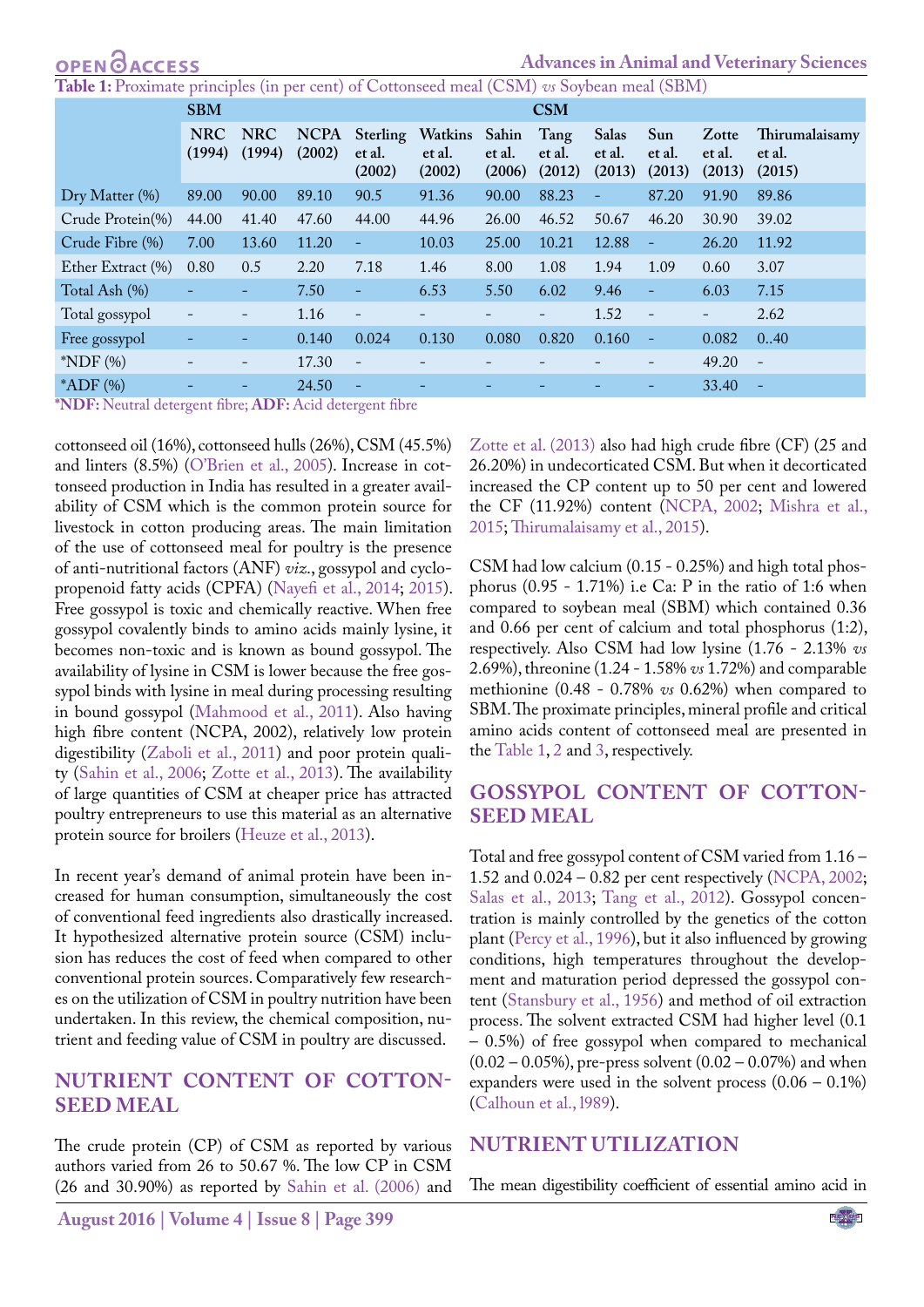**Table 1:** Proximate principles (in per cent) of Cottonseed meal (CSM) *vs* Soybean meal (SBM)

| | SBM | | CSM | | | | | | | | |
|---|---|---|---|---|---|---|---|---|---|---|---|
| | NRC (1994) | NRC (1994) | NCPA (2002) | Sterling et al. (2002) | Watkins et al. (2002) | Sahin et al. (2006) | Tang et al. (2012) | Salas et al. (2013) | Sun et al. (2013) | Zotte et al. (2013) | Thirumalaisamy et al. (2015) |
| Dry Matter (%) | 89.00 | 90.00 | 89.10 | 90.5 | 91.36 | 90.00 | 88.23 | - | 87.20 | 91.90 | 89.86 |
| Crude Protein(%) | 44.00 | 41.40 | 47.60 | 44.00 | 44.96 | 26.00 | 46.52 | 50.67 | 46.20 | 30.90 | 39.02 |
| Crude Fibre (%) | 7.00 | 13.60 | 11.20 | - | 10.03 | 25.00 | 10.21 | 12.88 | - | 26.20 | 11.92 |
| Ether Extract (%) | 0.80 | 0.5 | 2.20 | 7.18 | 1.46 | 8.00 | 1.08 | 1.94 | 1.09 | 0.60 | 3.07 |
| Total Ash (%) | - | - | 7.50 | - | 6.53 | 5.50 | 6.02 | 9.46 | - | 6.03 | 7.15 |
| Total gossypol | - | - | 1.16 | - | - | - | - | 1.52 | - | - | 2.62 |
| Free gossypol | - | - | 0.140 | 0.024 | 0.130 | 0.080 | 0.820 | 0.160 | - | 0.082 | 0..40 |
| *NDF (%) | - | - | 17.30 | - | - | - | - | - | - | 49.20 | - |
| *ADF (%) | - | - | 24.50 | - | - | - | - | - | - | 33.40 | - |

***NDF:** Neutral detergent fibre; **ADF:** Acid detergent fibre

cottonseed oil (16%), cottonseed hulls (26%), CSM (45.5%) and linters (8.5%) (O'Brien et al., 2005). Increase in cottonseed production in India has resulted in a greater availability of CSM which is the common protein source for livestock in cotton producing areas. The main limitation of the use of cottonseed meal for poultry is the presence of anti-nutritional factors (ANF) *viz.*, gossypol and cyclopropenoid fatty acids (CPFA) (Nayefi et al., 2014; 2015). Free gossypol is toxic and chemically reactive. When free gossypol covalently binds to amino acids mainly lysine, it becomes non-toxic and is known as bound gossypol. The availability of lysine in CSM is lower because the free gossypol binds with lysine in meal during processing resulting in bound gossypol (Mahmood et al., 2011). Also having high fibre content (NCPA, 2002), relatively low protein digestibility (Zaboli et al., 2011) and poor protein quality (Sahin et al., 2006; Zotte et al., 2013). The availability of large quantities of CSM at cheaper price has attracted poultry entrepreneurs to use this material as an alternative protein source for broilers (Heuze et al., 2013).

In recent year's demand of animal protein have been increased for human consumption, simultaneously the cost of conventional feed ingredients also drastically increased. It hypothesized alternative protein source (CSM) inclusion has reduces the cost of feed when compared to other conventional protein sources. Comparatively few researches on the utilization of CSM in poultry nutrition have been undertaken. In this review, the chemical composition, nutrient and feeding value of CSM in poultry are discussed.

## NUTRIENT CONTENT OF COTTONSEED MEAL

The crude protein (CP) of CSM as reported by various authors varied from 26 to 50.67 %. The low CP in CSM (26 and 30.90%) as reported by Sahin et al. (2006) and Zotte et al. (2013) also had high crude fibre (CF) (25 and 26.20%) in undecorticated CSM. But when it decorticated increased the CP content up to 50 per cent and lowered the CF (11.92%) content (NCPA, 2002; Mishra et al., 2015; Thirumalaisamy et al., 2015).

CSM had low calcium (0.15 - 0.25%) and high total phosphorus (0.95 - 1.71%) i.e Ca: P in the ratio of 1:6 when compared to soybean meal (SBM) which contained 0.36 and 0.66 per cent of calcium and total phosphorus (1:2), respectively. Also CSM had low lysine (1.76 - 2.13% *vs* 2.69%), threonine (1.24 - 1.58% *vs* 1.72%) and comparable methionine (0.48 - 0.78% *vs* 0.62%) when compared to SBM. The proximate principles, mineral profile and critical amino acids content of cottonseed meal are presented in the Table 1, 2 and 3, respectively.

## GOSSYPOL CONTENT OF COTTONSEED MEAL

Total and free gossypol content of CSM varied from 1.16 – 1.52 and 0.024 – 0.82 per cent respectively (NCPA, 2002; Salas et al., 2013; Tang et al., 2012). Gossypol concentration is mainly controlled by the genetics of the cotton plant (Percy et al., 1996), but it also influenced by growing conditions, high temperatures throughout the development and maturation period depressed the gossypol content (Stansbury et al., 1956) and method of oil extraction process. The solvent extracted CSM had higher level (0.1 – 0.5%) of free gossypol when compared to mechanical (0.02 – 0.05%), pre-press solvent (0.02 – 0.07%) and when expanders were used in the solvent process (0.06 – 0.1%) (Calhoun et al., 1989).

## NUTRIENT UTILIZATION

The mean digestibility coefficient of essential amino acid in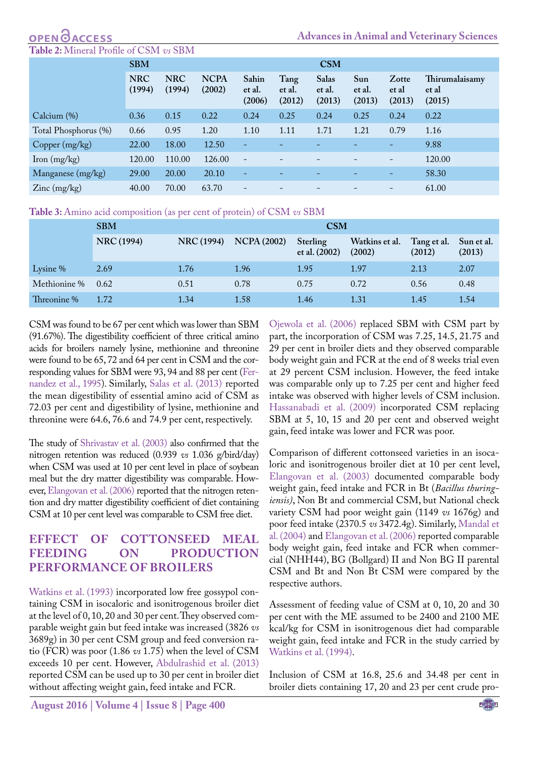**Table 2:** Mineral Profile of CSM *vs* SBM

| | SBM | CSM | | | | | | | |
|---|---|---|---|---|---|---|---|---|---|
| | NRC (1994) | NRC (1994) | NCPA (2002) | Sahin et al. (2006) | Tang et al. (2012) | Salas et al. (2013) | Sun et al. (2013) | Zotte et al (2013) | Thirumalaisamy et al (2015) |
| Calcium (%) | 0.36 | 0.15 | 0.22 | 0.24 | 0.25 | 0.24 | 0.25 | 0.24 | 0.22 |
| Total Phosphorus (%) | 0.66 | 0.95 | 1.20 | 1.10 | 1.11 | 1.71 | 1.21 | 0.79 | 1.16 |
| Copper (mg/kg) | 22.00 | 18.00 | 12.50 | - | - | - | - | - | 9.88 |
| Iron (mg/kg) | 120.00 | 110.00 | 126.00 | - | - | - | - | - | 120.00 |
| Manganese (mg/kg) | 29.00 | 20.00 | 20.10 | - | - | - | - | - | 58.30 |
| Zinc (mg/kg) | 40.00 | 70.00 | 63.70 | - | - | - | - | - | 61.00 |

**Table 3:** Amino acid composition (as per cent of protein) of CSM *vs* SBM

| | SBM | CSM | | | | | |
|---|---|---|---|---|---|---|---|
| | NRC (1994) | NRC (1994) | NCPA (2002) | Sterling et al. (2002) | Watkins et al. (2002) | Tang et al. (2012) | Sun et al. (2013) |
| Lysine % | 2.69 | 1.76 | 1.96 | 1.95 | 1.97 | 2.13 | 2.07 |
| Methionine % | 0.62 | 0.51 | 0.78 | 0.75 | 0.72 | 0.56 | 0.48 |
| Threonine % | 1.72 | 1.34 | 1.58 | 1.46 | 1.31 | 1.45 | 1.54 |

CSM was found to be 67 per cent which was lower than SBM (91.67%). The digestibility coefficient of three critical amino acids for broilers namely lysine, methionine and threonine were found to be 65, 72 and 64 per cent in CSM and the corresponding values for SBM were 93, 94 and 88 per cent (Fernandez et al., 1995). Similarly, Salas et al. (2013) reported the mean digestibility of essential amino acid of CSM as 72.03 per cent and digestibility of lysine, methionine and threonine were 64.6, 76.6 and 74.9 per cent, respectively.

The study of Shrivastav et al. (2003) also confirmed that the nitrogen retention was reduced (0.939 *vs* 1.036 g/bird/day) when CSM was used at 10 per cent level in place of soybean meal but the dry matter digestibility was comparable. However, Elangovan et al. (2006) reported that the nitrogen retention and dry matter digestibility coefficient of diet containing CSM at 10 per cent level was comparable to CSM free diet.

## EFFECT OF COTTONSEED MEAL FEEDING ON PRODUCTION PERFORMANCE OF BROILERS

Watkins et al. (1993) incorporated low free gossypol containing CSM in isocaloric and isonitrogenous broiler diet at the level of 0, 10, 20 and 30 per cent. They observed comparable weight gain but feed intake was increased (3826 *vs* 3689g) in 30 per cent CSM group and feed conversion ratio (FCR) was poor (1.86 *vs* 1.75) when the level of CSM exceeds 10 per cent. However, Abdulrashid et al. (2013) reported CSM can be used up to 30 per cent in broiler diet without affecting weight gain, feed intake and FCR.

Ojewola et al. (2006) replaced SBM with CSM part by part, the incorporation of CSM was 7.25, 14.5, 21.75 and 29 per cent in broiler diets and they observed comparable body weight gain and FCR at the end of 8 weeks trial even at 29 percent CSM inclusion. However, the feed intake was comparable only up to 7.25 per cent and higher feed intake was observed with higher levels of CSM inclusion. Hassanabadi et al. (2009) incorporated CSM replacing SBM at 5, 10, 15 and 20 per cent and observed weight gain, feed intake was lower and FCR was poor.

Comparison of different cottonseed varieties in an isocaloric and isonitrogenous broiler diet at 10 per cent level, Elangovan et al. (2003) documented comparable body weight gain, feed intake and FCR in Bt (*Bacillus thuringiensis)*, Non Bt and commercial CSM, but National check variety CSM had poor weight gain (1149 *vs* 1676g) and poor feed intake (2370.5 *vs* 3472.4g). Similarly, Mandal et al. (2004) and Elangovan et al. (2006) reported comparable body weight gain, feed intake and FCR when commercial (NHH44), BG (Bollgard) II and Non BG II parental CSM and Bt and Non Bt CSM were compared by the respective authors.

Assessment of feeding value of CSM at 0, 10, 20 and 30 per cent with the ME assumed to be 2400 and 2100 ME kcal/kg for CSM in isonitrogenous diet had comparable weight gain, feed intake and FCR in the study carried by Watkins et al. (1994).

Inclusion of CSM at 16.8, 25.6 and 34.48 per cent in broiler diets containing 17, 20 and 23 per cent crude pro-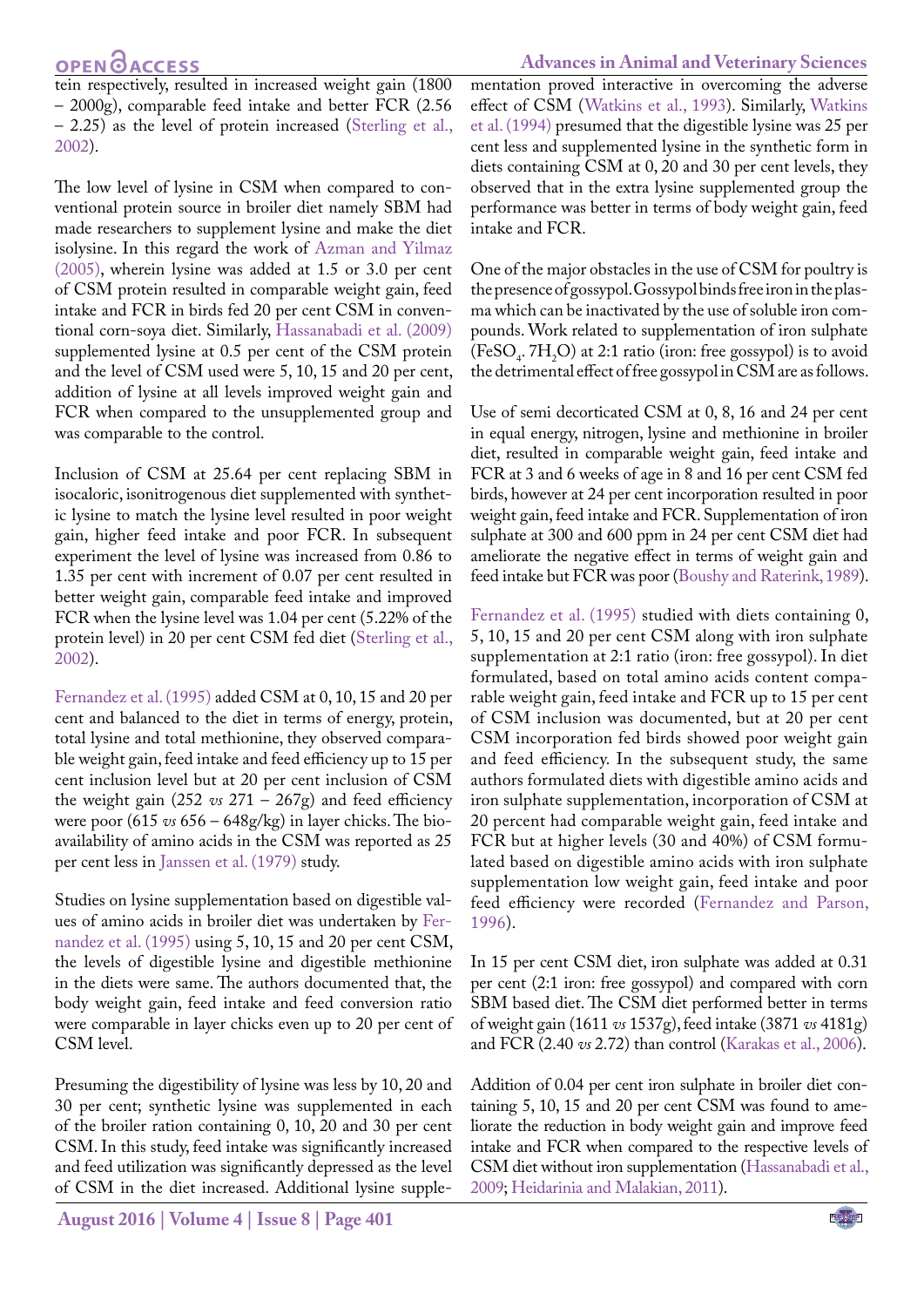tein respectively, resulted in increased weight gain (1800 – 2000g), comparable feed intake and better FCR (2.56 – 2.25) as the level of protein increased (Sterling et al., 2002).

The low level of lysine in CSM when compared to conventional protein source in broiler diet namely SBM had made researchers to supplement lysine and make the diet isolysine. In this regard the work of Azman and Yilmaz (2005), wherein lysine was added at 1.5 or 3.0 per cent of CSM protein resulted in comparable weight gain, feed intake and FCR in birds fed 20 per cent CSM in conventional corn-soya diet. Similarly, Hassanabadi et al. (2009) supplemented lysine at 0.5 per cent of the CSM protein and the level of CSM used were 5, 10, 15 and 20 per cent, addition of lysine at all levels improved weight gain and FCR when compared to the unsupplemented group and was comparable to the control.

Inclusion of CSM at 25.64 per cent replacing SBM in isocaloric, isonitrogenous diet supplemented with synthetic lysine to match the lysine level resulted in poor weight gain, higher feed intake and poor FCR. In subsequent experiment the level of lysine was increased from 0.86 to 1.35 per cent with increment of 0.07 per cent resulted in better weight gain, comparable feed intake and improved FCR when the lysine level was 1.04 per cent (5.22% of the protein level) in 20 per cent CSM fed diet (Sterling et al., 2002).

Fernandez et al. (1995) added CSM at 0, 10, 15 and 20 per cent and balanced to the diet in terms of energy, protein, total lysine and total methionine, they observed comparable weight gain, feed intake and feed efficiency up to 15 per cent inclusion level but at 20 per cent inclusion of CSM the weight gain (252 *vs* 271 – 267g) and feed efficiency were poor (615 *vs* 656 – 648g/kg) in layer chicks. The bioavailability of amino acids in the CSM was reported as 25 per cent less in Janssen et al. (1979) study.

Studies on lysine supplementation based on digestible values of amino acids in broiler diet was undertaken by Fernandez et al. (1995) using 5, 10, 15 and 20 per cent CSM, the levels of digestible lysine and digestible methionine in the diets were same. The authors documented that, the body weight gain, feed intake and feed conversion ratio were comparable in layer chicks even up to 20 per cent of CSM level.

Presuming the digestibility of lysine was less by 10, 20 and 30 per cent; synthetic lysine was supplemented in each of the broiler ration containing 0, 10, 20 and 30 per cent CSM. In this study, feed intake was significantly increased and feed utilization was significantly depressed as the level of CSM in the diet increased. Additional lysine supplementation proved interactive in overcoming the adverse effect of CSM (Watkins et al., 1993). Similarly, Watkins et al. (1994) presumed that the digestible lysine was 25 per cent less and supplemented lysine in the synthetic form in diets containing CSM at 0, 20 and 30 per cent levels, they observed that in the extra lysine supplemented group the performance was better in terms of body weight gain, feed intake and FCR.

One of the major obstacles in the use of CSM for poultry is the presence of gossypol. Gossypol binds free iron in the plasma which can be inactivated by the use of soluble iron compounds. Work related to supplementation of iron sulphate ($FeSO_4 . 7H_2O$) at 2:1 ratio (iron: free gossypol) is to avoid the detrimental effect of free gossypol in CSM are as follows.

Use of semi decorticated CSM at 0, 8, 16 and 24 per cent in equal energy, nitrogen, lysine and methionine in broiler diet, resulted in comparable weight gain, feed intake and FCR at 3 and 6 weeks of age in 8 and 16 per cent CSM fed birds, however at 24 per cent incorporation resulted in poor weight gain, feed intake and FCR. Supplementation of iron sulphate at 300 and 600 ppm in 24 per cent CSM diet had ameliorate the negative effect in terms of weight gain and feed intake but FCR was poor (Boushy and Raterink, 1989).

Fernandez et al. (1995) studied with diets containing 0, 5, 10, 15 and 20 per cent CSM along with iron sulphate supplementation at 2:1 ratio (iron: free gossypol). In diet formulated, based on total amino acids content comparable weight gain, feed intake and FCR up to 15 per cent of CSM inclusion was documented, but at 20 per cent CSM incorporation fed birds showed poor weight gain and feed efficiency. In the subsequent study, the same authors formulated diets with digestible amino acids and iron sulphate supplementation, incorporation of CSM at 20 percent had comparable weight gain, feed intake and FCR but at higher levels (30 and 40%) of CSM formulated based on digestible amino acids with iron sulphate supplementation low weight gain, feed intake and poor feed efficiency were recorded (Fernandez and Parson, 1996).

In 15 per cent CSM diet, iron sulphate was added at 0.31 per cent (2:1 iron: free gossypol) and compared with corn SBM based diet. The CSM diet performed better in terms of weight gain (1611 *vs* 1537g), feed intake (3871 *vs* 4181g) and FCR (2.40 *vs* 2.72) than control (Karakas et al., 2006).

Addition of 0.04 per cent iron sulphate in broiler diet containing 5, 10, 15 and 20 per cent CSM was found to ameliorate the reduction in body weight gain and improve feed intake and FCR when compared to the respective levels of CSM diet without iron supplementation (Hassanabadi et al., 2009; Heidarinia and Malakian, 2011).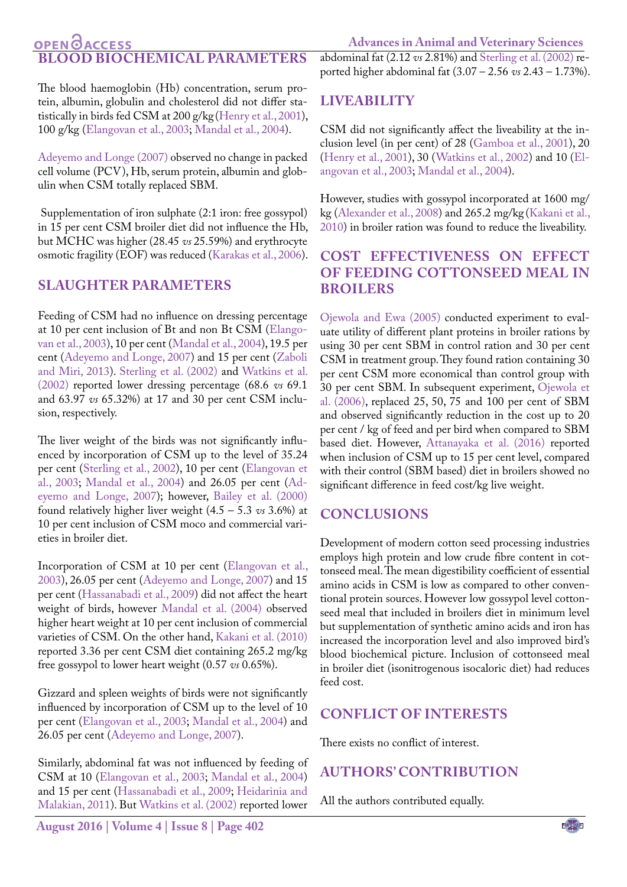## BLOOD BIOCHEMICAL PARAMETERS

The blood haemoglobin (Hb) concentration, serum protein, albumin, globulin and cholesterol did not differ statistically in birds fed CSM at 200 g/kg (Henry et al., 2001), 100 g/kg (Elangovan et al., 2003; Mandal et al., 2004).

Adeyemo and Longe (2007) observed no change in packed cell volume (PCV), Hb, serum protein, albumin and globulin when CSM totally replaced SBM.

Supplementation of iron sulphate (2:1 iron: free gossypol) in 15 per cent CSM broiler diet did not influence the Hb, but MCHC was higher (28.45 *vs* 25.59%) and erythrocyte osmotic fragility (EOF) was reduced (Karakas et al., 2006).

## SLAUGHTER PARAMETERS

Feeding of CSM had no influence on dressing percentage at 10 per cent inclusion of Bt and non Bt CSM (Elangovan et al., 2003), 10 per cent (Mandal et al., 2004), 19.5 per cent (Adeyemo and Longe, 2007) and 15 per cent (Zaboli and Miri, 2013). Sterling et al. (2002) and Watkins et al. (2002) reported lower dressing percentage (68.6 *vs* 69.1 and 63.97 *vs* 65.32%) at 17 and 30 per cent CSM inclusion, respectively.

The liver weight of the birds was not significantly influenced by incorporation of CSM up to the level of 35.24 per cent (Sterling et al., 2002), 10 per cent (Elangovan et al., 2003; Mandal et al., 2004) and 26.05 per cent (Adeyemo and Longe, 2007); however, Bailey et al. (2000) found relatively higher liver weight (4.5 – 5.3 *vs* 3.6%) at 10 per cent inclusion of CSM moco and commercial varieties in broiler diet.

Incorporation of CSM at 10 per cent (Elangovan et al., 2003), 26.05 per cent (Adeyemo and Longe, 2007) and 15 per cent (Hassanabadi et al., 2009) did not affect the heart weight of birds, however Mandal et al. (2004) observed higher heart weight at 10 per cent inclusion of commercial varieties of CSM. On the other hand, Kakani et al. (2010) reported 3.36 per cent CSM diet containing 265.2 mg/kg free gossypol to lower heart weight (0.57 *vs* 0.65%).

Gizzard and spleen weights of birds were not significantly influenced by incorporation of CSM up to the level of 10 per cent (Elangovan et al., 2003; Mandal et al., 2004) and 26.05 per cent (Adeyemo and Longe, 2007).

Similarly, abdominal fat was not influenced by feeding of CSM at 10 (Elangovan et al., 2003; Mandal et al., 2004) and 15 per cent (Hassanabadi et al., 2009; Heidarinia and Malakian, 2011). But Watkins et al. (2002) reported lower abdominal fat (2.12 *vs* 2.81%) and Sterling et al. (2002) reported higher abdominal fat (3.07 – 2.56 *vs* 2.43 – 1.73%).

## LIVEABILITY

CSM did not significantly affect the liveability at the inclusion level (in per cent) of 28 (Gamboa et al., 2001), 20 (Henry et al., 2001), 30 (Watkins et al., 2002) and 10 (Elangovan et al., 2003; Mandal et al., 2004).

However, studies with gossypol incorporated at 1600 mg/kg (Alexander et al., 2008) and 265.2 mg/kg (Kakani et al., 2010) in broiler ration was found to reduce the liveability.

## COST EFFECTIVENESS ON EFFECT OF FEEDING COTTONSEED MEAL IN BROILERS

Ojewola and Ewa (2005) conducted experiment to evaluate utility of different plant proteins in broiler rations by using 30 per cent SBM in control ration and 30 per cent CSM in treatment group. They found ration containing 30 per cent CSM more economical than control group with 30 per cent SBM. In subsequent experiment, Ojewola et al. (2006), replaced 25, 50, 75 and 100 per cent of SBM and observed significantly reduction in the cost up to 20 per cent / kg of feed and per bird when compared to SBM based diet. However, Attanayaka et al. (2016) reported when inclusion of CSM up to 15 per cent level, compared with their control (SBM based) diet in broilers showed no significant difference in feed cost/kg live weight.

## CONCLUSIONS

Development of modern cotton seed processing industries employs high protein and low crude fibre content in cottonseed meal. The mean digestibility coefficient of essential amino acids in CSM is low as compared to other conventional protein sources. However low gossypol level cottonseed meal that included in broilers diet in minimum level but supplementation of synthetic amino acids and iron has increased the incorporation level and also improved bird's blood biochemical picture. Inclusion of cottonseed meal in broiler diet (isonitrogenous isocaloric diet) had reduces feed cost.

## CONFLICT OF INTERESTS

There exists no conflict of interest.

## AUTHORS' CONTRIBUTION

All the authors contributed equally.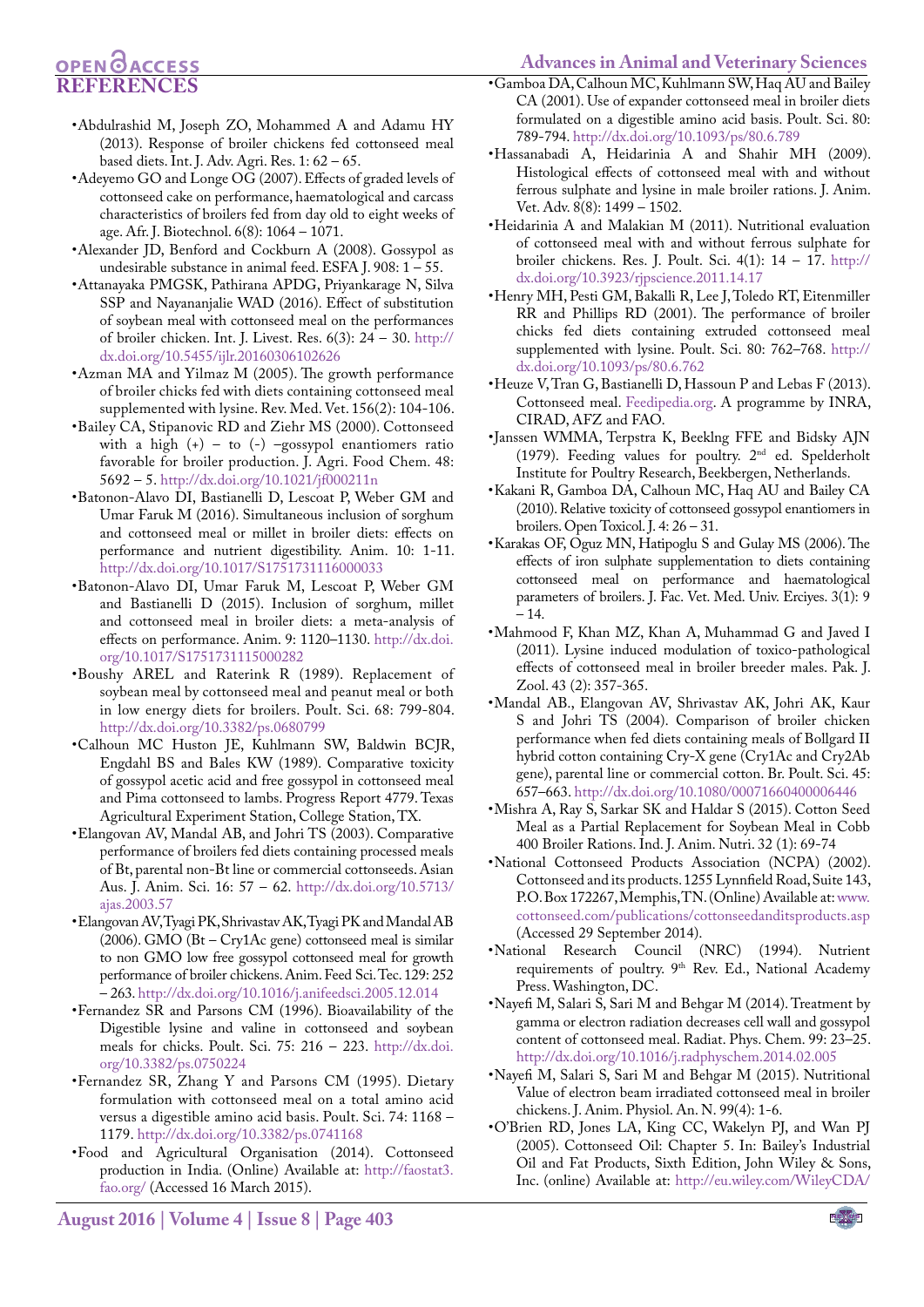# REFERENCES

- Abdulrashid M, Joseph ZO, Mohammed A and Adamu HY (2013). Response of broiler chickens fed cottonseed meal based diets. Int. J. Adv. Agri. Res. 1: 62 – 65.
- Adeyemo GO and Longe OG (2007). Effects of graded levels of cottonseed cake on performance, haematological and carcass characteristics of broilers fed from day old to eight weeks of age. Afr. J. Biotechnol. 6(8): 1064 – 1071.
- Alexander JD, Benford and Cockburn A (2008). Gossypol as undesirable substance in animal feed. ESFA J. 908: 1 – 55.
- Attanayaka PMGSK, Pathirana APDG, Priyankarage N, Silva SSP and Nayananjalie WAD (2016). Effect of substitution of soybean meal with cottonseed meal on the performances of broiler chicken. Int. J. Livest. Res. 6(3): 24 – 30. http://dx.doi.org/10.5455/ijlr.20160306102626
- Azman MA and Yilmaz M (2005). The growth performance of broiler chicks fed with diets containing cottonseed meal supplemented with lysine. Rev. Med. Vet. 156(2): 104-106.
- Bailey CA, Stipanovic RD and Ziehr MS (2000). Cottonseed with a high (+) – to (-) –gossypol enantiomers ratio favorable for broiler production. J. Agri. Food Chem. 48: 5692 – 5. http://dx.doi.org/10.1021/jf000211n
- Batonon-Alavo DI, Bastianelli D, Lescoat P, Weber GM and Umar Faruk M (2016). Simultaneous inclusion of sorghum and cottonseed meal or millet in broiler diets: effects on performance and nutrient digestibility. Anim. 10: 1-11. http://dx.doi.org/10.1017/S1751731116000033
- Batonon-Alavo DI, Umar Faruk M, Lescoat P, Weber GM and Bastianelli D (2015). Inclusion of sorghum, millet and cottonseed meal in broiler diets: a meta-analysis of effects on performance. Anim. 9: 1120–1130. http://dx.doi.org/10.1017/S1751731115000282
- Boushy AREL and Raterink R (1989). Replacement of soybean meal by cottonseed meal and peanut meal or both in low energy diets for broilers. Poult. Sci. 68: 799-804. http://dx.doi.org/10.3382/ps.0680799
- Calhoun MC Huston JE, Kuhlmann SW, Baldwin BCJR, Engdahl BS and Bales KW (1989). Comparative toxicity of gossypol acetic acid and free gossypol in cottonseed meal and Pima cottonseed to lambs. Progress Report 4779. Texas Agricultural Experiment Station, College Station, TX.
- Elangovan AV, Mandal AB, and Johri TS (2003). Comparative performance of broilers fed diets containing processed meals of Bt, parental non-Bt line or commercial cottonseeds. Asian Aus. J. Anim. Sci. 16: 57 – 62. http://dx.doi.org/10.5713/ajas.2003.57
- Elangovan AV, Tyagi PK, Shrivastav AK, Tyagi PK and Mandal AB (2006). GMO (Bt – Cry1Ac gene) cottonseed meal is similar to non GMO low free gossypol cottonseed meal for growth performance of broiler chickens. Anim. Feed Sci. Tec. 129: 252 – 263. http://dx.doi.org/10.1016/j.anifeedsci.2005.12.014
- Fernandez SR and Parsons CM (1996). Bioavailability of the Digestible lysine and valine in cottonseed and soybean meals for chicks. Poult. Sci. 75: 216 – 223. http://dx.doi.org/10.3382/ps.0750224
- Fernandez SR, Zhang Y and Parsons CM (1995). Dietary formulation with cottonseed meal on a total amino acid versus a digestible amino acid basis. Poult. Sci. 74: 1168 – 1179. http://dx.doi.org/10.3382/ps.0741168
- Food and Agricultural Organisation (2014). Cottonseed production in India. (Online) Available at: http://faostat3.fao.org/ (Accessed 16 March 2015).
- Gamboa DA, Calhoun MC, Kuhlmann SW, Haq AU and Bailey CA (2001). Use of expander cottonseed meal in broiler diets formulated on a digestible amino acid basis. Poult. Sci. 80: 789-794. http://dx.doi.org/10.1093/ps/80.6.789
- Hassanabadi A, Heidarinia A and Shahir MH (2009). Histological effects of cottonseed meal with and without ferrous sulphate and lysine in male broiler rations. J. Anim. Vet. Adv. 8(8): 1499 – 1502.
- Heidarinia A and Malakian M (2011). Nutritional evaluation of cottonseed meal with and without ferrous sulphate for broiler chickens. Res. J. Poult. Sci. 4(1): 14 – 17. http://dx.doi.org/10.3923/rjpscience.2011.14.17
- Henry MH, Pesti GM, Bakalli R, Lee J, Toledo RT, Eitenmiller RR and Phillips RD (2001). The performance of broiler chicks fed diets containing extruded cottonseed meal supplemented with lysine. Poult. Sci. 80: 762–768. http://dx.doi.org/10.1093/ps/80.6.762
- Heuze V, Tran G, Bastianelli D, Hassoun P and Lebas F (2013). Cottonseed meal. Feedipedia.org. A programme by INRA, CIRAD, AFZ and FAO.
- Janssen WMMA, Terpstra K, Beeklng FFE and Bidsky AJN (1979). Feeding values for poultry. 2nd ed. Spelderholt Institute for Poultry Research, Beekbergen, Netherlands.
- Kakani R, Gamboa DA, Calhoun MC, Haq AU and Bailey CA (2010). Relative toxicity of cottonseed gossypol enantiomers in broilers. Open Toxicol. J. 4: 26 – 31.
- Karakas OF, Oguz MN, Hatipoglu S and Gulay MS (2006). The effects of iron sulphate supplementation to diets containing cottonseed meal on performance and haematological parameters of broilers. J. Fac. Vet. Med. Univ. Erciyes. 3(1): 9 – 14.
- Mahmood F, Khan MZ, Khan A, Muhammad G and Javed I (2011). Lysine induced modulation of toxico-pathological effects of cottonseed meal in broiler breeder males. Pak. J. Zool. 43 (2): 357-365.
- Mandal AB., Elangovan AV, Shrivastav AK, Johri AK, Kaur S and Johri TS (2004). Comparison of broiler chicken performance when fed diets containing meals of Bollgard II hybrid cotton containing Cry-X gene (Cry1Ac and Cry2Ab gene), parental line or commercial cotton. Br. Poult. Sci. 45: 657–663. http://dx.doi.org/10.1080/00071660400006446
- Mishra A, Ray S, Sarkar SK and Haldar S (2015). Cotton Seed Meal as a Partial Replacement for Soybean Meal in Cobb 400 Broiler Rations. Ind. J. Anim. Nutri. 32 (1): 69-74
- National Cottonseed Products Association (NCPA) (2002). Cottonseed and its products. 1255 Lynnfield Road, Suite 143, P.O. Box 172267, Memphis, TN. (Online) Available at: www.cottonseed.com/publications/cottonseedanditsproducts.asp (Accessed 29 September 2014).
- National Research Council (NRC) (1994). Nutrient requirements of poultry. 9th Rev. Ed., National Academy Press. Washington, DC.
- Nayefi M, Salari S, Sari M and Behgar M (2014). Treatment by gamma or electron radiation decreases cell wall and gossypol content of cottonseed meal. Radiat. Phys. Chem. 99: 23–25. http://dx.doi.org/10.1016/j.radphyschem.2014.02.005
- Nayefi M, Salari S, Sari M and Behgar M (2015). Nutritional Value of electron beam irradiated cottonseed meal in broiler chickens. J. Anim. Physiol. An. N. 99(4): 1-6.
- O'Brien RD, Jones LA, King CC, Wakelyn PJ, and Wan PJ (2005). Cottonseed Oil: Chapter 5. In: Bailey's Industrial Oil and Fat Products, Sixth Edition, John Wiley & Sons, Inc. (online) Available at: http://eu.wiley.com/WileyCDA/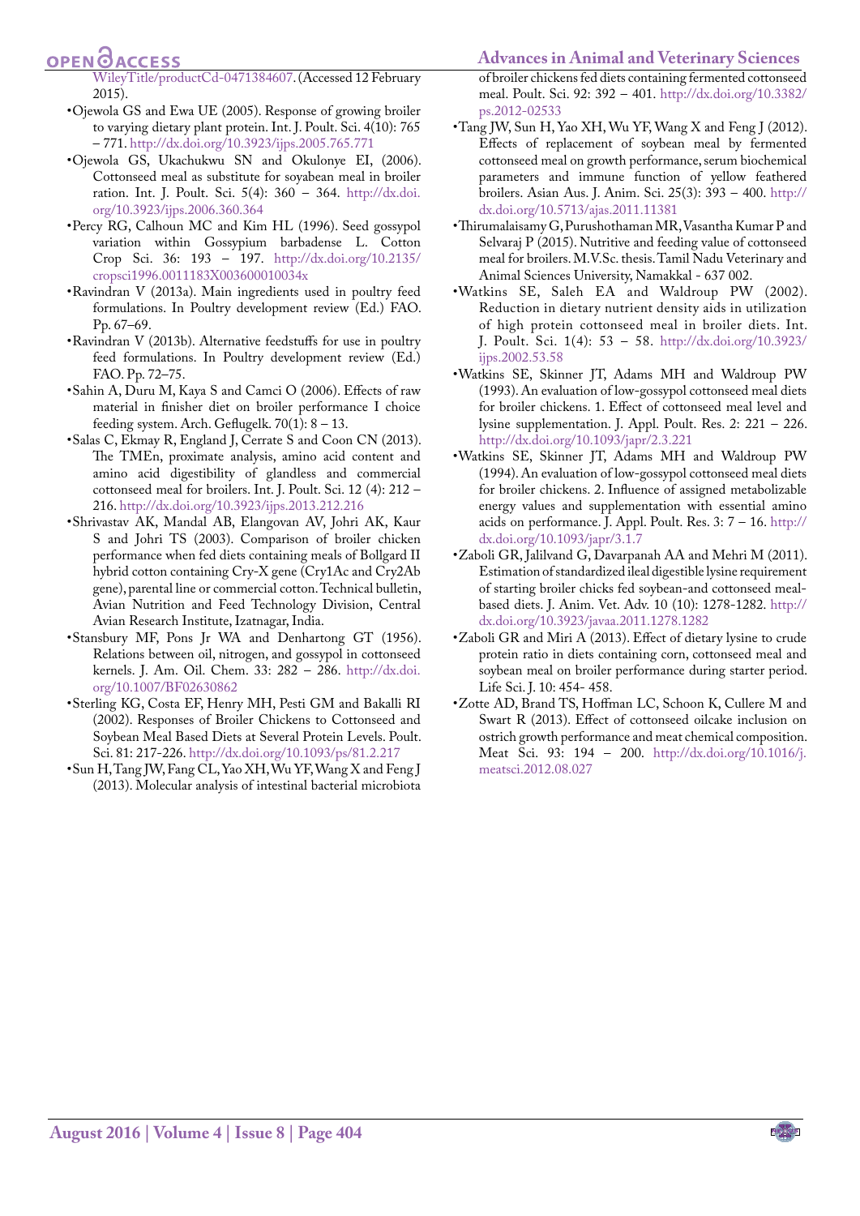WileyTitle/productCd-0471384607. (Accessed 12 February 2015).

- Ojewola GS and Ewa UE (2005). Response of growing broiler to varying dietary plant protein. Int. J. Poult. Sci. 4(10): 765 – 771. http://dx.doi.org/10.3923/ijps.2005.765.771
- Ojewola GS, Ukachukwu SN and Okulonye EI, (2006). Cottonseed meal as substitute for soyabean meal in broiler ration. Int. J. Poult. Sci. 5(4): 360 – 364. http://dx.doi.org/10.3923/ijps.2006.360.364
- Percy RG, Calhoun MC and Kim HL (1996). Seed gossypol variation within Gossypium barbadense L. Cotton Crop Sci. 36: 193 – 197. http://dx.doi.org/10.2135/cropsci1996.0011183X003600010034x
- Ravindran V (2013a). Main ingredients used in poultry feed formulations. In Poultry development review (Ed.) FAO. Pp. 67–69.
- Ravindran V (2013b). Alternative feedstuffs for use in poultry feed formulations. In Poultry development review (Ed.) FAO. Pp. 72–75.
- Sahin A, Duru M, Kaya S and Camci O (2006). Effects of raw material in finisher diet on broiler performance I choice feeding system. Arch. Geflugelk. 70(1): 8 – 13.
- Salas C, Ekmay R, England J, Cerrate S and Coon CN (2013). The TMEn, proximate analysis, amino acid content and amino acid digestibility of glandless and commercial cottonseed meal for broilers. Int. J. Poult. Sci. 12 (4): 212 – 216. http://dx.doi.org/10.3923/ijps.2013.212.216
- Shrivastav AK, Mandal AB, Elangovan AV, Johri AK, Kaur S and Johri TS (2003). Comparison of broiler chicken performance when fed diets containing meals of Bollgard II hybrid cotton containing Cry-X gene (Cry1Ac and Cry2Ab gene), parental line or commercial cotton. Technical bulletin, Avian Nutrition and Feed Technology Division, Central Avian Research Institute, Izatnagar, India.
- Stansbury MF, Pons Jr WA and Denhartong GT (1956). Relations between oil, nitrogen, and gossypol in cottonseed kernels. J. Am. Oil. Chem. 33: 282 – 286. http://dx.doi.org/10.1007/BF02630862
- Sterling KG, Costa EF, Henry MH, Pesti GM and Bakalli RI (2002). Responses of Broiler Chickens to Cottonseed and Soybean Meal Based Diets at Several Protein Levels. Poult. Sci. 81: 217-226. http://dx.doi.org/10.1093/ps/81.2.217
- Sun H, Tang JW, Fang CL, Yao XH, Wu YF, Wang X and Feng J (2013). Molecular analysis of intestinal bacterial microbiota of broiler chickens fed diets containing fermented cottonseed meal. Poult. Sci. 92: 392 – 401. http://dx.doi.org/10.3382/ps.2012-02533
- Tang JW, Sun H, Yao XH, Wu YF, Wang X and Feng J (2012). Effects of replacement of soybean meal by fermented cottonseed meal on growth performance, serum biochemical parameters and immune function of yellow feathered broilers. Asian Aus. J. Anim. Sci. 25(3): 393 – 400. http://dx.doi.org/10.5713/ajas.2011.11381
- Thirumalaisamy G, Purushothaman MR, Vasantha Kumar P and Selvaraj P (2015). Nutritive and feeding value of cottonseed meal for broilers. M.V.Sc. thesis. Tamil Nadu Veterinary and Animal Sciences University, Namakkal - 637 002.
- Watkins SE, Saleh EA and Waldroup PW (2002). Reduction in dietary nutrient density aids in utilization of high protein cottonseed meal in broiler diets. Int. J. Poult. Sci. 1(4): 53 – 58. http://dx.doi.org/10.3923/ijps.2002.53.58
- Watkins SE, Skinner JT, Adams MH and Waldroup PW (1993). An evaluation of low-gossypol cottonseed meal diets for broiler chickens. 1. Effect of cottonseed meal level and lysine supplementation. J. Appl. Poult. Res. 2: 221 – 226. http://dx.doi.org/10.1093/japr/2.3.221
- Watkins SE, Skinner JT, Adams MH and Waldroup PW (1994). An evaluation of low-gossypol cottonseed meal diets for broiler chickens. 2. Influence of assigned metabolizable energy values and supplementation with essential amino acids on performance. J. Appl. Poult. Res. 3: 7 – 16. http://dx.doi.org/10.1093/japr/3.1.7
- Zaboli GR, Jalilvand G, Davarpanah AA and Mehri M (2011). Estimation of standardized ileal digestible lysine requirement of starting broiler chicks fed soybean-and cottonseed meal-based diets. J. Anim. Vet. Adv. 10 (10): 1278-1282. http://dx.doi.org/10.3923/javaa.2011.1278.1282
- Zaboli GR and Miri A (2013). Effect of dietary lysine to crude protein ratio in diets containing corn, cottonseed meal and soybean meal on broiler performance during starter period. Life Sci. J. 10: 454- 458.
- Zotte AD, Brand TS, Hoffman LC, Schoon K, Cullere M and Swart R (2013). Effect of cottonseed oilcake inclusion on ostrich growth performance and meat chemical composition. Meat Sci. 93: 194 – 200. http://dx.doi.org/10.1016/j.meatsci.2012.08.027